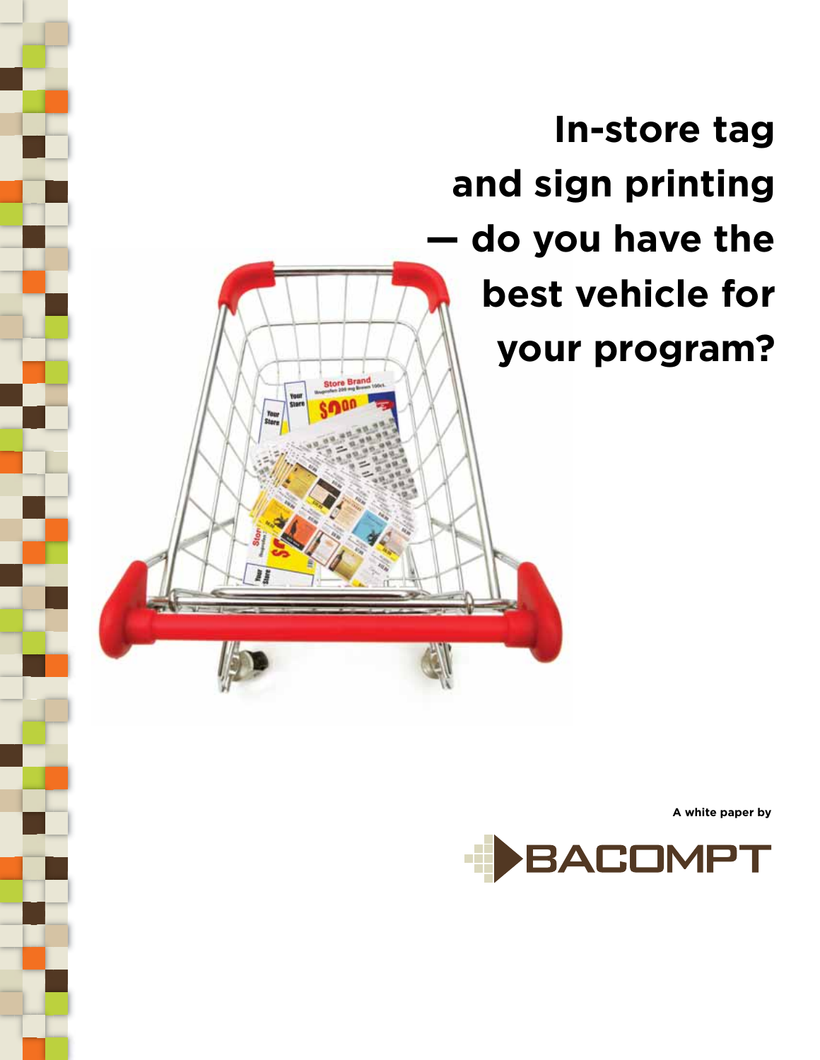# In-store tag and sign printing — do you have the best vehicle for your program?

A white paper by

BACOMPT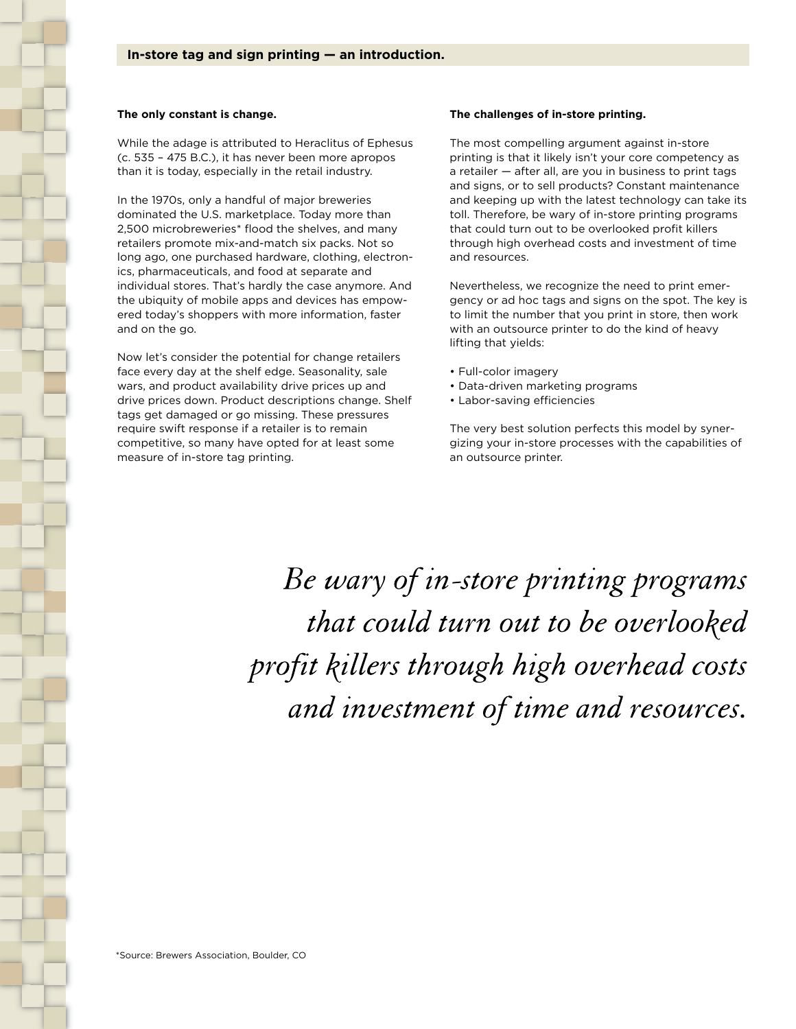## In-store tag and sign printing — an introduction.

### The only constant is change.

While the adage is attributed to Heraclitus of Ephesus (c. 535 – 475 B.C.), it has never been more apropos than it is today, especially in the retail industry.

In the 1970s, only a handful of major breweries dominated the U.S. marketplace. Today more than 2,500 microbreweries* flood the shelves, and many retailers promote mix-and-match six packs. Not so long ago, one purchased hardware, clothing, electronics, pharmaceuticals, and food at separate and individual stores. That's hardly the case anymore. And the ubiquity of mobile apps and devices has empowered today's shoppers with more information, faster and on the go.

Now let's consider the potential for change retailers face every day at the shelf edge. Seasonality, sale wars, and product availability drive prices up and drive prices down. Product descriptions change. Shelf tags get damaged or go missing. These pressures require swift response if a retailer is to remain competitive, so many have opted for at least some measure of in-store tag printing.

### The challenges of in-store printing.

The most compelling argument against in-store printing is that it likely isn't your core competency as a retailer — after all, are you in business to print tags and signs, or to sell products? Constant maintenance and keeping up with the latest technology can take its toll. Therefore, be wary of in-store printing programs that could turn out to be overlooked profit killers through high overhead costs and investment of time and resources.

Nevertheless, we recognize the need to print emergency or ad hoc tags and signs on the spot. The key is to limit the number that you print in store, then work with an outsource printer to do the kind of heavy lifting that yields:

- Full-color imagery
- Data-driven marketing programs
- Labor-saving efficiencies

The very best solution perfects this model by synergizing your in-store processes with the capabilities of an outsource printer.

*Be wary of in-store printing programs that could turn out to be overlooked profit killers through high overhead costs and investment of time and resources.*

*Source: Brewers Association, Boulder, CO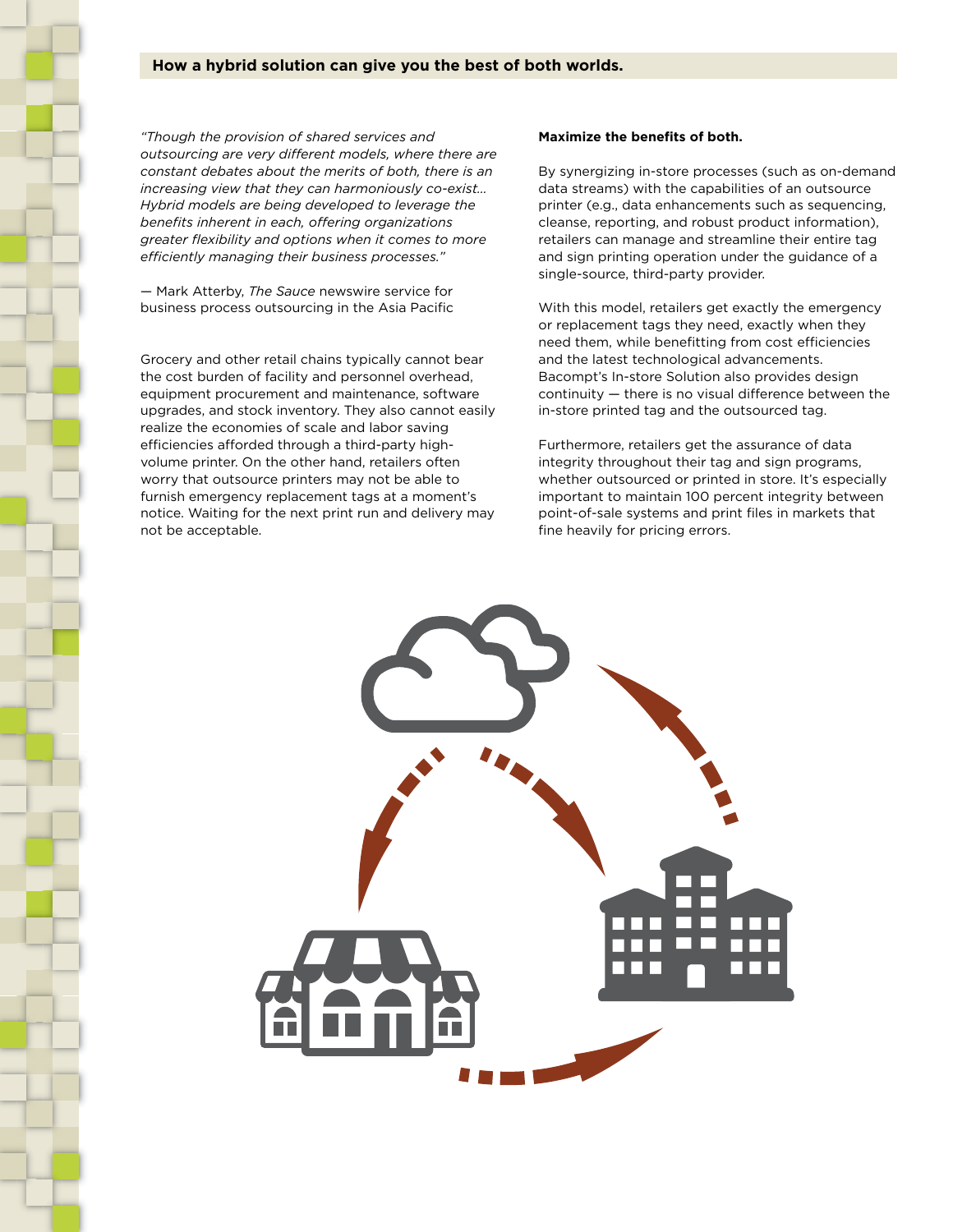## How a hybrid solution can give you the best of both worlds.

*"Though the provision of shared services and outsourcing are very different models, where there are constant debates about the merits of both, there is an increasing view that they can harmoniously co-exist… Hybrid models are being developed to leverage the benefits inherent in each, offering organizations greater flexibility and options when it comes to more efficiently managing their business processes."*

— Mark Atterby, *The Sauce* newswire service for business process outsourcing in the Asia Pacific

Grocery and other retail chains typically cannot bear the cost burden of facility and personnel overhead, equipment procurement and maintenance, software upgrades, and stock inventory. They also cannot easily realize the economies of scale and labor saving efficiencies afforded through a third-party high-volume printer. On the other hand, retailers often worry that outsource printers may not be able to furnish emergency replacement tags at a moment's notice. Waiting for the next print run and delivery may not be acceptable.

**Maximize the benefits of both.**

By synergizing in-store processes (such as on-demand data streams) with the capabilities of an outsource printer (e.g., data enhancements such as sequencing, cleanse, reporting, and robust product information), retailers can manage and streamline their entire tag and sign printing operation under the guidance of a single-source, third-party provider.

With this model, retailers get exactly the emergency or replacement tags they need, exactly when they need them, while benefitting from cost efficiencies and the latest technological advancements. Bacompt's In-store Solution also provides design continuity — there is no visual difference between the in-store printed tag and the outsourced tag.

Furthermore, retailers get the assurance of data integrity throughout their tag and sign programs, whether outsourced or printed in store. It's especially important to maintain 100 percent integrity between point-of-sale systems and print files in markets that fine heavily for pricing errors.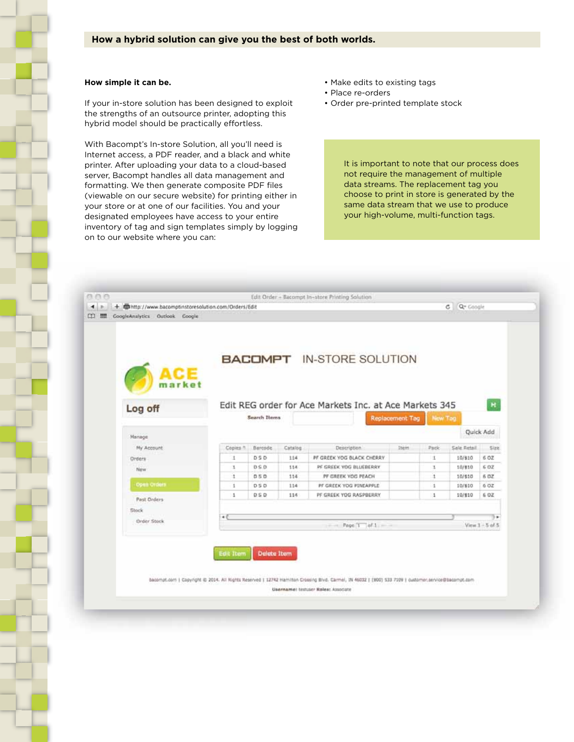## How a hybrid solution can give you the best of both worlds.

**How simple it can be.**

If your in-store solution has been designed to exploit the strengths of an outsource printer, adopting this hybrid model should be practically effortless.

With Bacompt's In-store Solution, all you'll need is Internet access, a PDF reader, and a black and white printer. After uploading your data to a cloud-based server, Bacompt handles all data management and formatting. We then generate composite PDF files (viewable on our secure website) for printing either in your store or at one of our facilities. You and your designated employees have access to your entire inventory of tag and sign templates simply by logging on to our website where you can:

- Make edits to existing tags
- Place re-orders
- Order pre-printed template stock

It is important to note that our process does not require the management of multiple data streams. The replacement tag you choose to print in store is generated by the same data stream that we use to produce your high-volume, multi-function tags.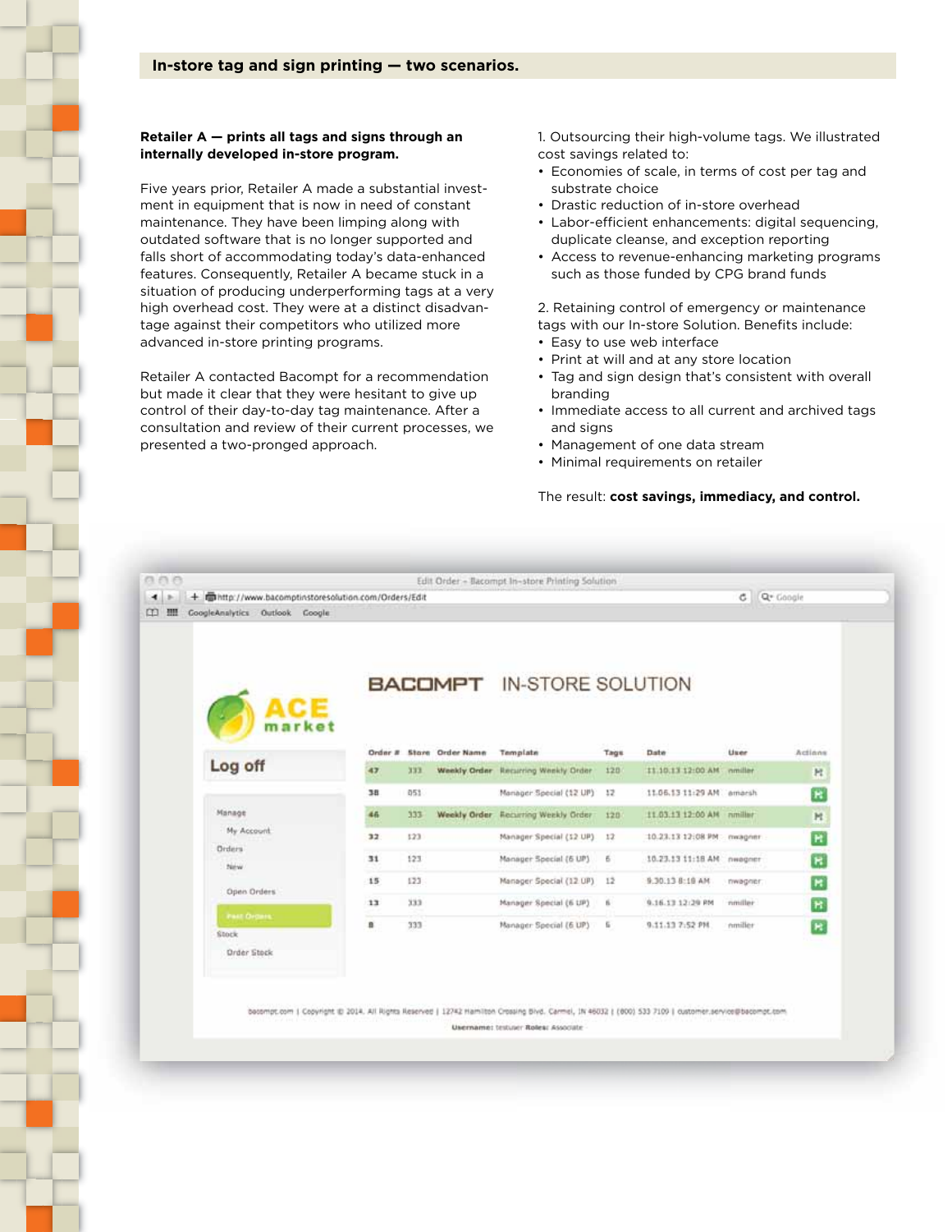## In-store tag and sign printing — two scenarios.

**Retailer A — prints all tags and signs through an internally developed in-store program.**

Five years prior, Retailer A made a substantial investment in equipment that is now in need of constant maintenance. They have been limping along with outdated software that is no longer supported and falls short of accommodating today's data-enhanced features. Consequently, Retailer A became stuck in a situation of producing underperforming tags at a very high overhead cost. They were at a distinct disadvantage against their competitors who utilized more advanced in-store printing programs.

Retailer A contacted Bacompt for a recommendation but made it clear that they were hesitant to give up control of their day-to-day tag maintenance. After a consultation and review of their current processes, we presented a two-pronged approach.

1. Outsourcing their high-volume tags. We illustrated cost savings related to:
- Economies of scale, in terms of cost per tag and substrate choice
- Drastic reduction of in-store overhead
- Labor-efficient enhancements: digital sequencing, duplicate cleanse, and exception reporting
- Access to revenue-enhancing marketing programs such as those funded by CPG brand funds

2. Retaining control of emergency or maintenance tags with our In-store Solution. Benefits include:
- Easy to use web interface
- Print at will and at any store location
- Tag and sign design that's consistent with overall branding
- Immediate access to all current and archived tags and signs
- Management of one data stream
- Minimal requirements on retailer

The result: **cost savings, immediacy, and control.**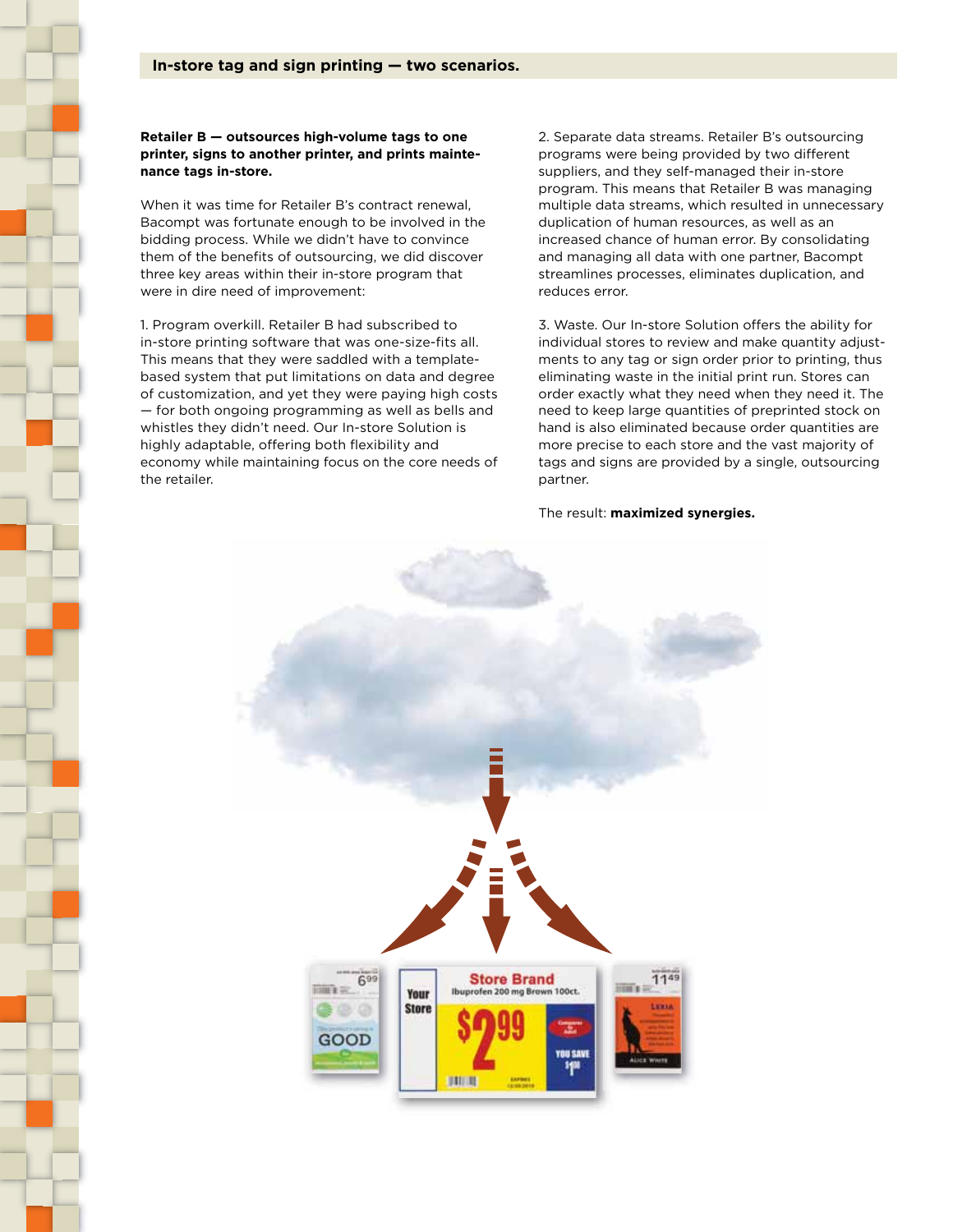## In-store tag and sign printing — two scenarios.

**Retailer B — outsources high-volume tags to one printer, signs to another printer, and prints maintenance tags in-store.**

When it was time for Retailer B's contract renewal, Bacompt was fortunate enough to be involved in the bidding process. While we didn't have to convince them of the benefits of outsourcing, we did discover three key areas within their in-store program that were in dire need of improvement:

1. Program overkill. Retailer B had subscribed to in-store printing software that was one-size-fits all. This means that they were saddled with a template-based system that put limitations on data and degree of customization, and yet they were paying high costs — for both ongoing programming as well as bells and whistles they didn't need. Our In-store Solution is highly adaptable, offering both flexibility and economy while maintaining focus on the core needs of the retailer.

2. Separate data streams. Retailer B's outsourcing programs were being provided by two different suppliers, and they self-managed their in-store program. This means that Retailer B was managing multiple data streams, which resulted in unnecessary duplication of human resources, as well as an increased chance of human error. By consolidating and managing all data with one partner, Bacompt streamlines processes, eliminates duplication, and reduces error.

3. Waste. Our In-store Solution offers the ability for individual stores to review and make quantity adjustments to any tag or sign order prior to printing, thus eliminating waste in the initial print run. Stores can order exactly what they need when they need it. The need to keep large quantities of preprinted stock on hand is also eliminated because order quantities are more precise to each store and the vast majority of tags and signs are provided by a single, outsourcing partner.

The result: **maximized synergies.**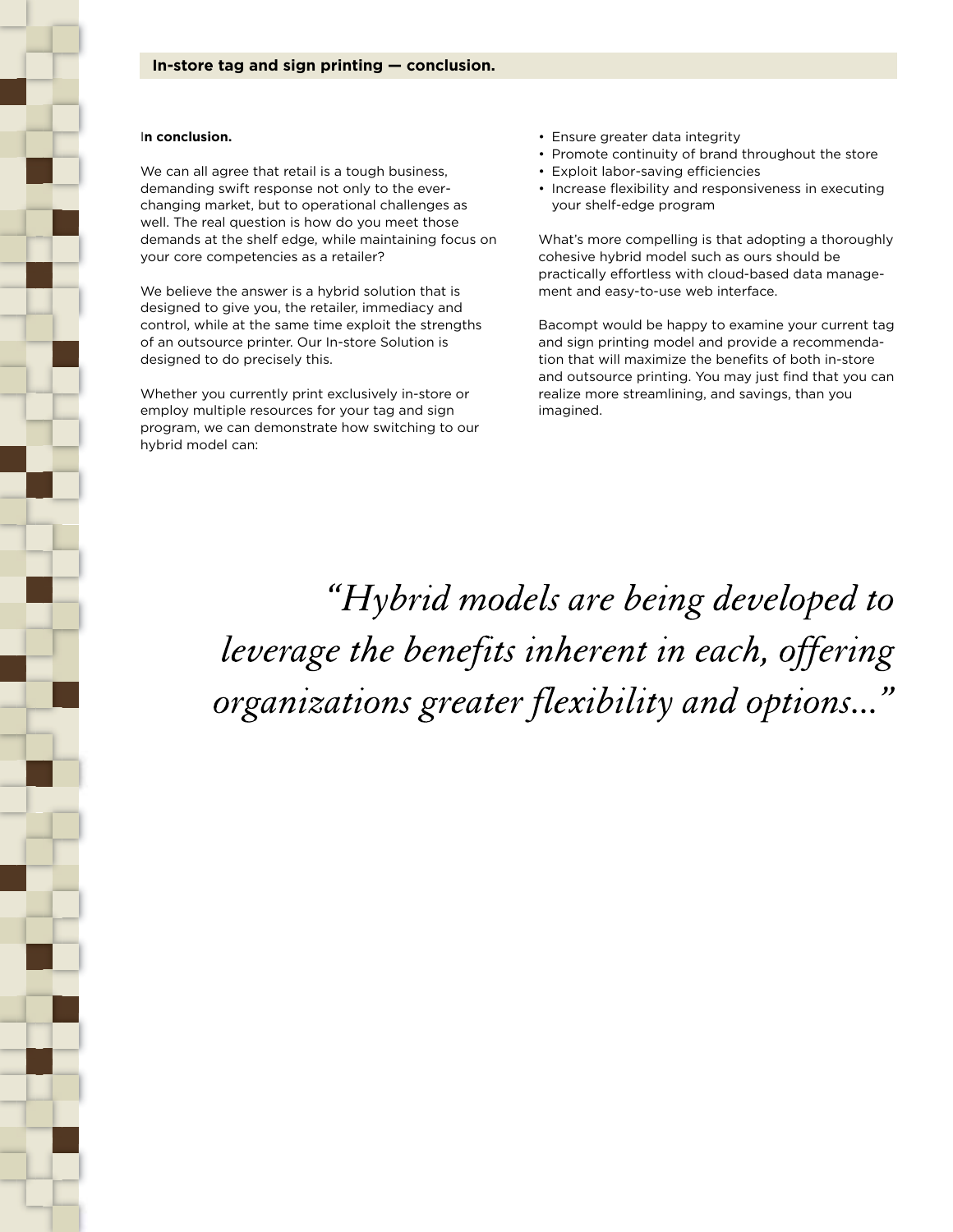## In-store tag and sign printing — conclusion.

**In conclusion.**

We can all agree that retail is a tough business, demanding swift response not only to the ever-changing market, but to operational challenges as well. The real question is how do you meet those demands at the shelf edge, while maintaining focus on your core competencies as a retailer?

We believe the answer is a hybrid solution that is designed to give you, the retailer, immediacy and control, while at the same time exploit the strengths of an outsource printer. Our In-store Solution is designed to do precisely this.

Whether you currently print exclusively in-store or employ multiple resources for your tag and sign program, we can demonstrate how switching to our hybrid model can:

- Ensure greater data integrity
- Promote continuity of brand throughout the store
- Exploit labor-saving efficiencies
- Increase flexibility and responsiveness in executing your shelf-edge program

What's more compelling is that adopting a thoroughly cohesive hybrid model such as ours should be practically effortless with cloud-based data management and easy-to-use web interface.

Bacompt would be happy to examine your current tag and sign printing model and provide a recommendation that will maximize the benefits of both in-store and outsource printing. You may just find that you can realize more streamlining, and savings, than you imagined.

*"Hybrid models are being developed to leverage the benefits inherent in each, offering organizations greater flexibility and options..."*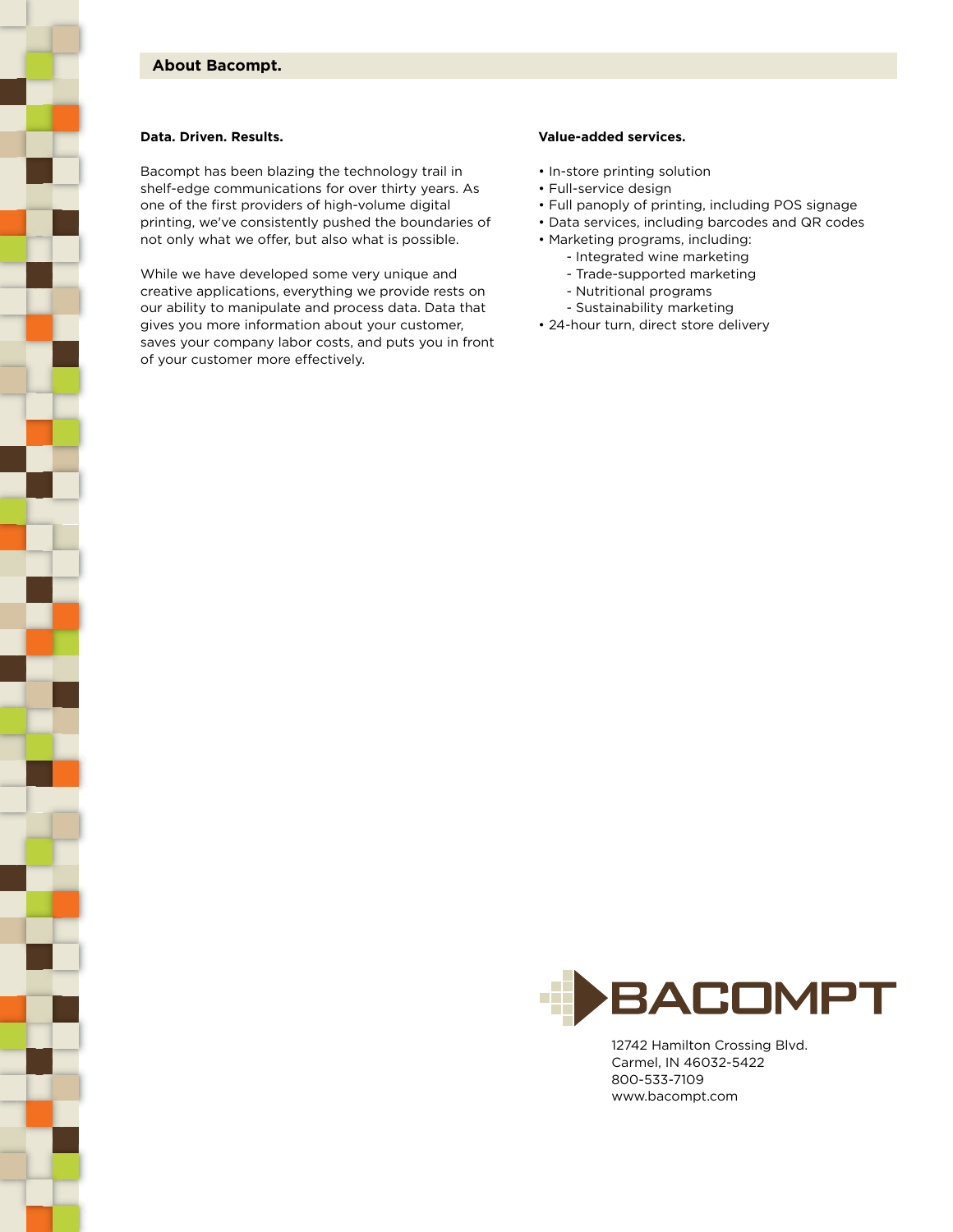## About Bacompt.

### Data. Driven. Results.

Bacompt has been blazing the technology trail in shelf-edge communications for over thirty years. As one of the first providers of high-volume digital printing, we've consistently pushed the boundaries of not only what we offer, but also what is possible.

While we have developed some very unique and creative applications, everything we provide rests on our ability to manipulate and process data. Data that gives you more information about your customer, saves your company labor costs, and puts you in front of your customer more effectively.

### Value-added services.

- In-store printing solution
- Full-service design
- Full panoply of printing, including POS signage
- Data services, including barcodes and QR codes
- Marketing programs, including:
  - Integrated wine marketing
  - Trade-supported marketing
  - Nutritional programs
  - Sustainability marketing
- 24-hour turn, direct store delivery

BACOMPT

12742 Hamilton Crossing Blvd.
Carmel, IN 46032-5422
800-533-7109
www.bacompt.com